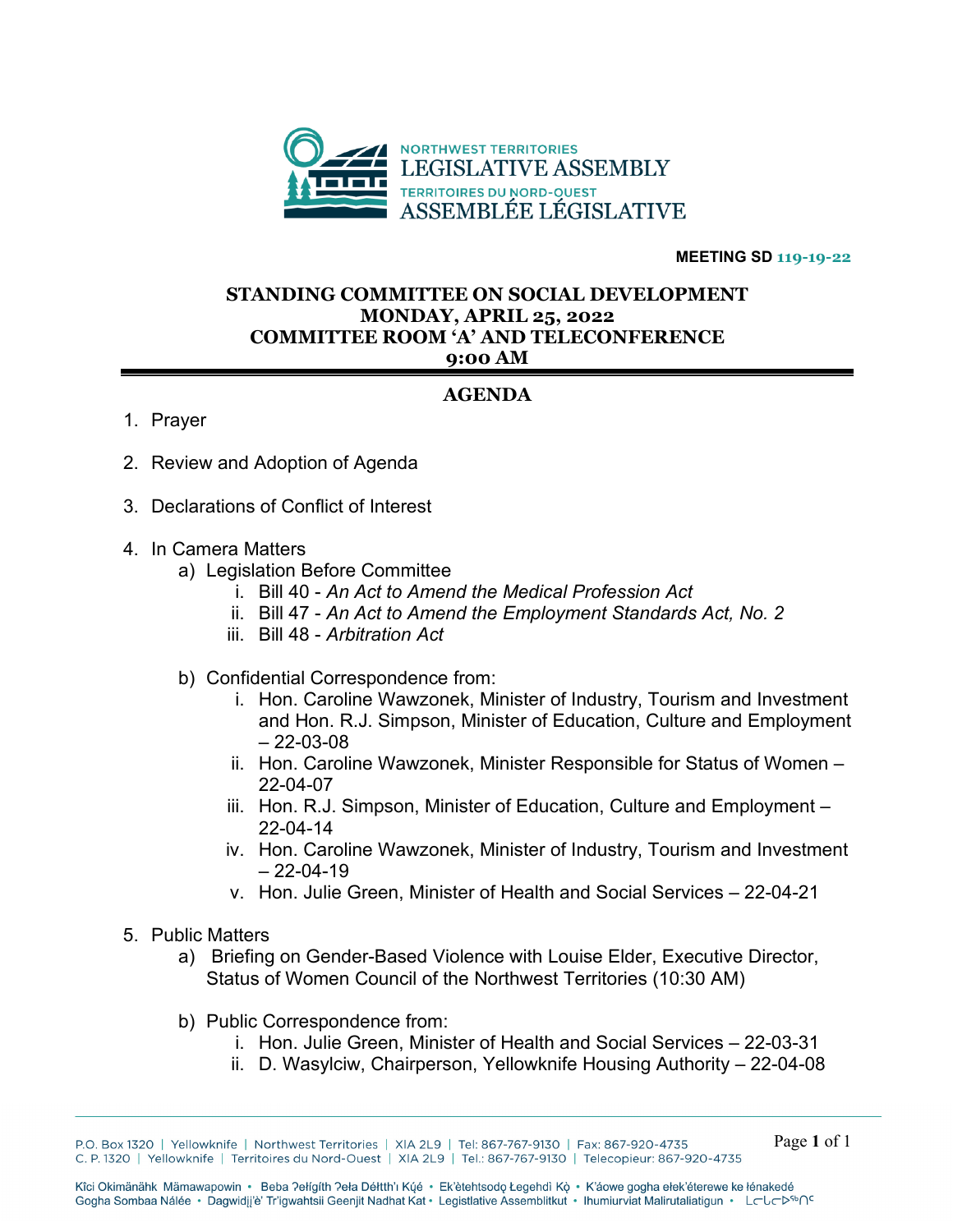NORTHWEST TERRITORIES
LEGISLATIVE ASSEMBLY
TERRITOIRES DU NORD-OUEST
ASSEMBLÉE LÉGISLATIVE

**MEETING SD 119-19-22**

**STANDING COMMITTEE ON SOCIAL DEVELOPMENT**
**MONDAY, APRIL 25, 2022**
**COMMITTEE ROOM 'A' AND TELECONFERENCE**
**9:00 AM**

## AGENDA

1. Prayer

2. Review and Adoption of Agenda

3. Declarations of Conflict of Interest

4. In Camera Matters
   a) Legislation Before Committee
      i. Bill 40 - *An Act to Amend the Medical Profession Act*
      ii. Bill 47 - *An Act to Amend the Employment Standards Act, No. 2*
      iii. Bill 48 - *Arbitration Act*

   b) Confidential Correspondence from:
      i. Hon. Caroline Wawzonek, Minister of Industry, Tourism and Investment and Hon. R.J. Simpson, Minister of Education, Culture and Employment – 22-03-08
      ii. Hon. Caroline Wawzonek, Minister Responsible for Status of Women – 22-04-07
      iii. Hon. R.J. Simpson, Minister of Education, Culture and Employment – 22-04-14
      iv. Hon. Caroline Wawzonek, Minister of Industry, Tourism and Investment – 22-04-19
      v. Hon. Julie Green, Minister of Health and Social Services – 22-04-21

5. Public Matters
   a) Briefing on Gender-Based Violence with Louise Elder, Executive Director, Status of Women Council of the Northwest Territories (10:30 AM)

   b) Public Correspondence from:
      i. Hon. Julie Green, Minister of Health and Social Services – 22-03-31
      ii. D. Wasylciw, Chairperson, Yellowknife Housing Authority – 22-04-08

P.O. Box 1320 | Yellowknife | Northwest Territories | X1A 2L9 | Tel: 867-767-9130 | Fax: 867-920-4735
C. P. 1320 | Yellowknife | Territoires du Nord-Ouest | X1A 2L9 | Tel.: 867-767-9130 | Telecopieur: 867-920-4735

Kîci Okimänähk Mämawapowin • Beba ʔełígíth ʔeła Délţth'ı Kų́é • Ek'ètehtsodǫ Łegehdì Kǫ̀ • K'áowe gogha ełek'éterewe ke łénakedé
Gogha Sombaa Nálée • Dagwidįį'è' Tr'igwahtsii Geenjit Nadhat Kat • Legistlative Assemblitkut • Ihumiurviat Malirutaliatigun • ᒪᓕᒐᓕᐅᖅᑎᑦ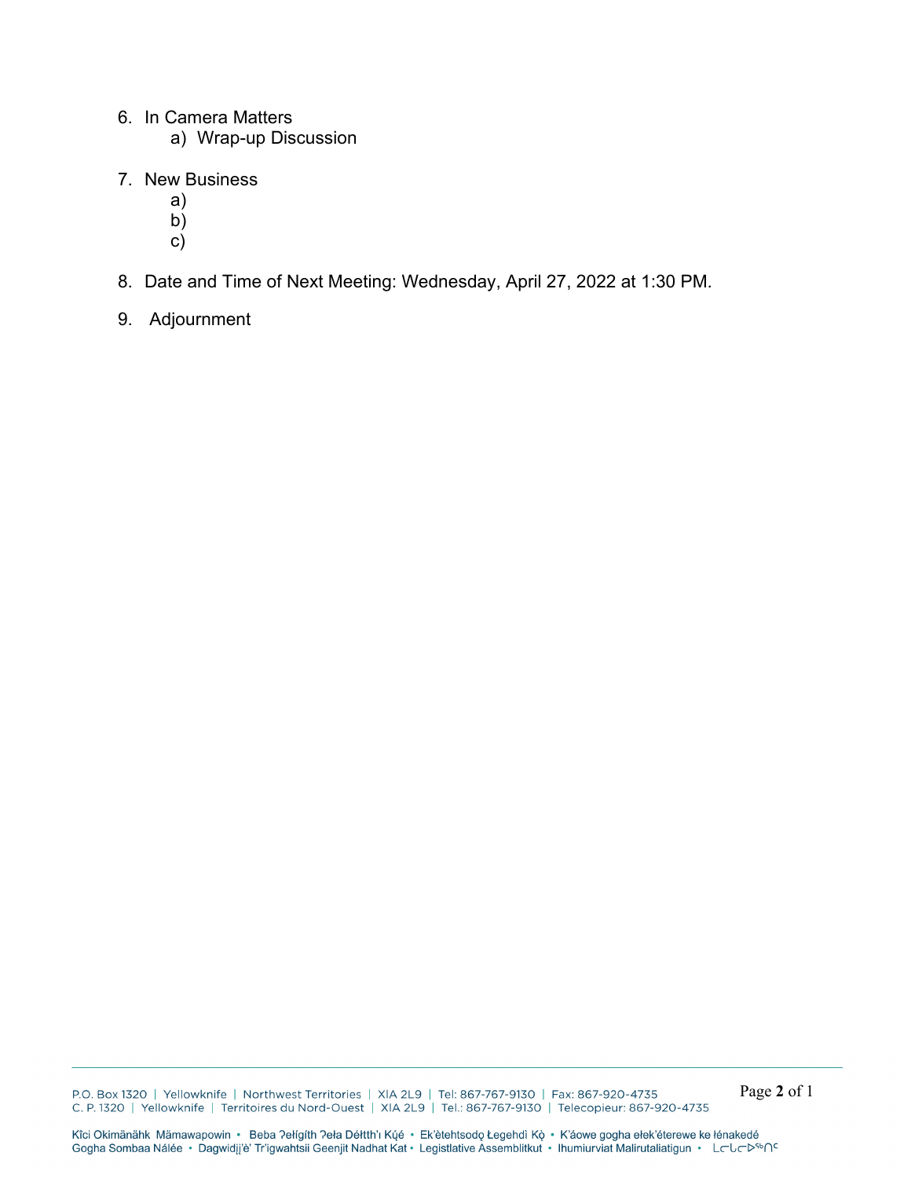6. In Camera Matters
    a) Wrap-up Discussion

7. New Business
    a)
    b)
    c)

8. Date and Time of Next Meeting: Wednesday, April 27, 2022 at 1:30 PM.

9. Adjournment